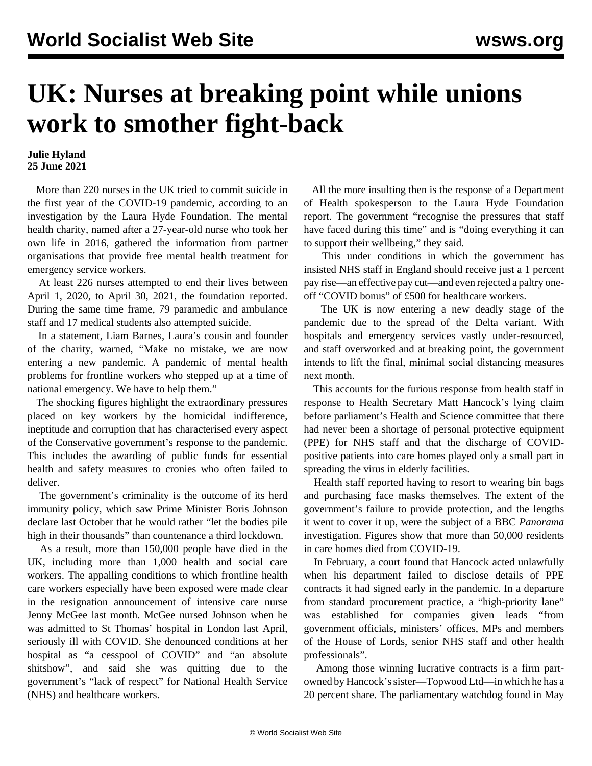# UK: Nurses at breaking point while unions work to smother fight-back

**Julie Hyland**
**25 June 2021**

More than 220 nurses in the UK tried to commit suicide in the first year of the COVID-19 pandemic, according to an investigation by the Laura Hyde Foundation. The mental health charity, named after a 27-year-old nurse who took her own life in 2016, gathered the information from partner organisations that provide free mental health treatment for emergency service workers.

At least 226 nurses attempted to end their lives between April 1, 2020, to April 30, 2021, the foundation reported. During the same time frame, 79 paramedic and ambulance staff and 17 medical students also attempted suicide.

In a statement, Liam Barnes, Laura's cousin and founder of the charity, warned, "Make no mistake, we are now entering a new pandemic. A pandemic of mental health problems for frontline workers who stepped up at a time of national emergency. We have to help them."

The shocking figures highlight the extraordinary pressures placed on key workers by the homicidal indifference, ineptitude and corruption that has characterised every aspect of the Conservative government's response to the pandemic. This includes the awarding of public funds for essential health and safety measures to cronies who often failed to deliver.

The government's criminality is the outcome of its herd immunity policy, which saw Prime Minister Boris Johnson declare last October that he would rather "let the bodies pile high in their thousands" than countenance a third lockdown.

As a result, more than 150,000 people have died in the UK, including more than 1,000 health and social care workers. The appalling conditions to which frontline health care workers especially have been exposed were made clear in the resignation announcement of intensive care nurse Jenny McGee last month. McGee nursed Johnson when he was admitted to St Thomas' hospital in London last April, seriously ill with COVID. She denounced conditions at her hospital as "a cesspool of COVID" and "an absolute shitshow", and said she was quitting due to the government's "lack of respect" for National Health Service (NHS) and healthcare workers.

All the more insulting then is the response of a Department of Health spokesperson to the Laura Hyde Foundation report. The government "recognise the pressures that staff have faced during this time" and is "doing everything it can to support their wellbeing," they said.

This under conditions in which the government has insisted NHS staff in England should receive just a 1 percent pay rise—an effective pay cut—and even rejected a paltry one-off "COVID bonus" of £500 for healthcare workers.

The UK is now entering a new deadly stage of the pandemic due to the spread of the Delta variant. With hospitals and emergency services vastly under-resourced, and staff overworked and at breaking point, the government intends to lift the final, minimal social distancing measures next month.

This accounts for the furious response from health staff in response to Health Secretary Matt Hancock's lying claim before parliament's Health and Science committee that there had never been a shortage of personal protective equipment (PPE) for NHS staff and that the discharge of COVID-positive patients into care homes played only a small part in spreading the virus in elderly facilities.

Health staff reported having to resort to wearing bin bags and purchasing face masks themselves. The extent of the government's failure to provide protection, and the lengths it went to cover it up, were the subject of a BBC *Panorama* investigation. Figures show that more than 50,000 residents in care homes died from COVID-19.

In February, a court found that Hancock acted unlawfully when his department failed to disclose details of PPE contracts it had signed early in the pandemic. In a departure from standard procurement practice, a "high-priority lane" was established for companies given leads "from government officials, ministers' offices, MPs and members of the House of Lords, senior NHS staff and other health professionals".

Among those winning lucrative contracts is a firm part-owned by Hancock's sister—Topwood Ltd—in which he has a 20 percent share. The parliamentary watchdog found in May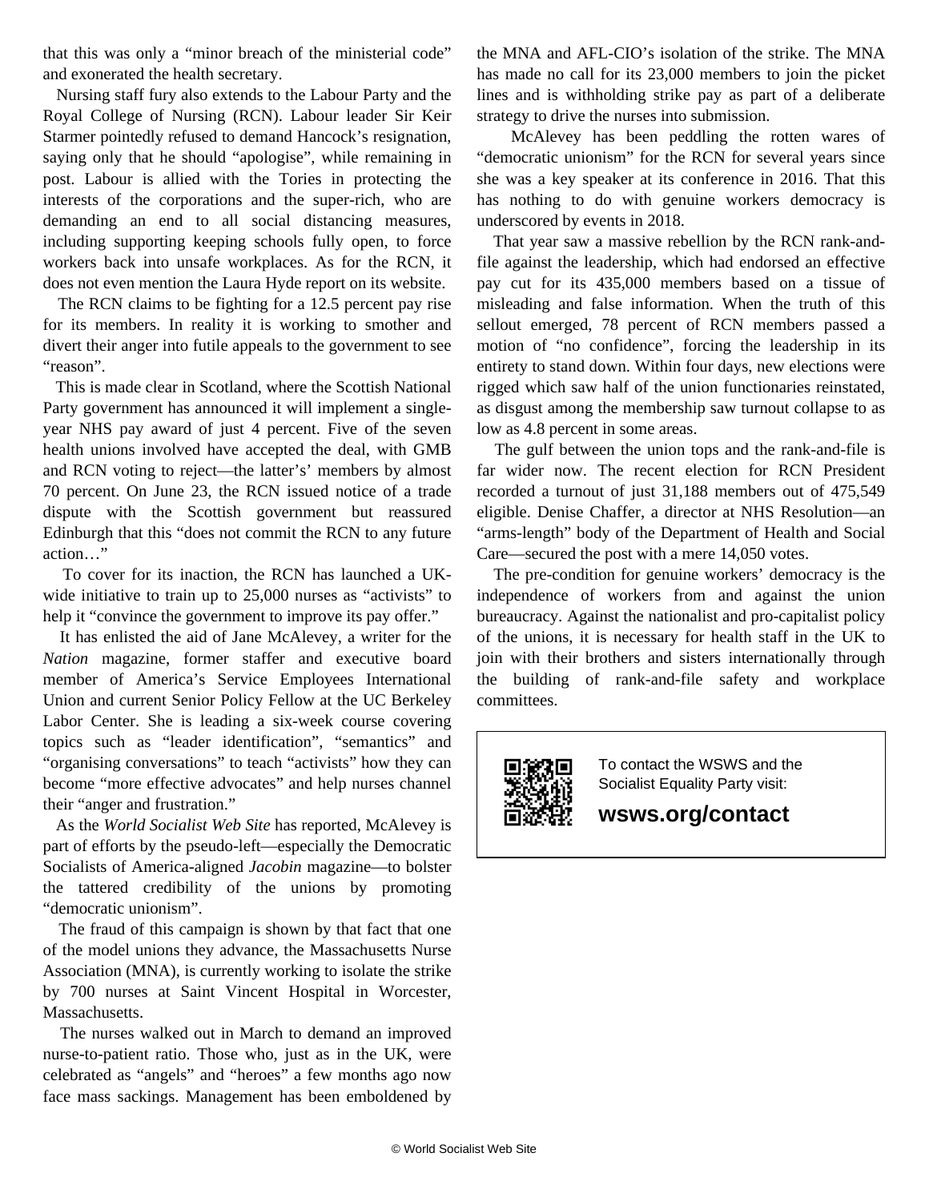that this was only a "minor breach of the ministerial code" and exonerated the health secretary.

Nursing staff fury also extends to the Labour Party and the Royal College of Nursing (RCN). Labour leader Sir Keir Starmer pointedly refused to demand Hancock's resignation, saying only that he should "apologise", while remaining in post. Labour is allied with the Tories in protecting the interests of the corporations and the super-rich, who are demanding an end to all social distancing measures, including supporting keeping schools fully open, to force workers back into unsafe workplaces. As for the RCN, it does not even mention the Laura Hyde report on its website.

The RCN claims to be fighting for a 12.5 percent pay rise for its members. In reality it is working to smother and divert their anger into futile appeals to the government to see "reason".

This is made clear in Scotland, where the Scottish National Party government has announced it will implement a single-year NHS pay award of just 4 percent. Five of the seven health unions involved have accepted the deal, with GMB and RCN voting to reject—the latter's' members by almost 70 percent. On June 23, the RCN issued notice of a trade dispute with the Scottish government but reassured Edinburgh that this "does not commit the RCN to any future action…"

To cover for its inaction, the RCN has launched a UK-wide initiative to train up to 25,000 nurses as "activists" to help it "convince the government to improve its pay offer."

It has enlisted the aid of Jane McAlevey, a writer for the *Nation* magazine, former staffer and executive board member of America's Service Employees International Union and current Senior Policy Fellow at the UC Berkeley Labor Center. She is leading a six-week course covering topics such as "leader identification", "semantics" and "organising conversations" to teach "activists" how they can become "more effective advocates" and help nurses channel their "anger and frustration."

As the *World Socialist Web Site* has reported, McAlevey is part of efforts by the pseudo-left—especially the Democratic Socialists of America-aligned *Jacobin* magazine—to bolster the tattered credibility of the unions by promoting "democratic unionism".

The fraud of this campaign is shown by that fact that one of the model unions they advance, the Massachusetts Nurse Association (MNA), is currently working to isolate the strike by 700 nurses at Saint Vincent Hospital in Worcester, Massachusetts.

The nurses walked out in March to demand an improved nurse-to-patient ratio. Those who, just as in the UK, were celebrated as "angels" and "heroes" a few months ago now face mass sackings. Management has been emboldened by the MNA and AFL-CIO's isolation of the strike. The MNA has made no call for its 23,000 members to join the picket lines and is withholding strike pay as part of a deliberate strategy to drive the nurses into submission.

McAlevey has been peddling the rotten wares of "democratic unionism" for the RCN for several years since she was a key speaker at its conference in 2016. That this has nothing to do with genuine workers democracy is underscored by events in 2018.

That year saw a massive rebellion by the RCN rank-and-file against the leadership, which had endorsed an effective pay cut for its 435,000 members based on a tissue of misleading and false information. When the truth of this sellout emerged, 78 percent of RCN members passed a motion of "no confidence", forcing the leadership in its entirety to stand down. Within four days, new elections were rigged which saw half of the union functionaries reinstated, as disgust among the membership saw turnout collapse to as low as 4.8 percent in some areas.

The gulf between the union tops and the rank-and-file is far wider now. The recent election for RCN President recorded a turnout of just 31,188 members out of 475,549 eligible. Denise Chaffer, a director at NHS Resolution—an "arms-length" body of the Department of Health and Social Care—secured the post with a mere 14,050 votes.

The pre-condition for genuine workers' democracy is the independence of workers from and against the union bureaucracy. Against the nationalist and pro-capitalist policy of the unions, it is necessary for health staff in the UK to join with their brothers and sisters internationally through the building of rank-and-file safety and workplace committees.

To contact the WSWS and the Socialist Equality Party visit:

**wsws.org/contact**